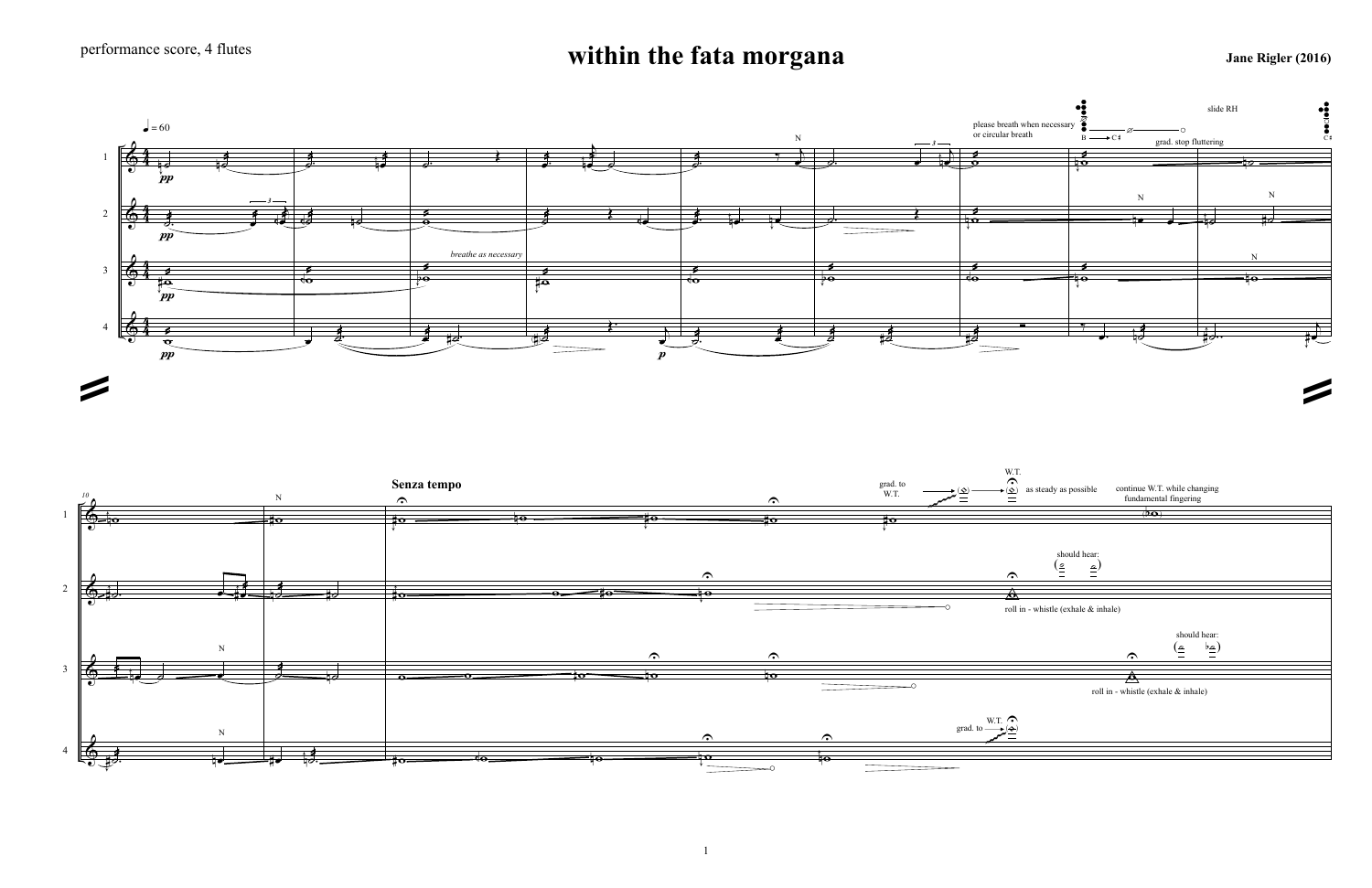performance score, 4 flutes

# within the fata morgana

**Jane Rigler (2016)**

♩ = 60

please breath when necessary or circular breath

B → C♯

grad. stop fluttering

slide RH

*breathe as necessary*

**Senza tempo**

grad. to W.T.

W.T.

as steady as possible

continue W.T. while changing fundamental fingering

should hear:

roll in - whistle (exhale & inhale)

should hear:

roll in - whistle (exhale & inhale)

grad. to W.T.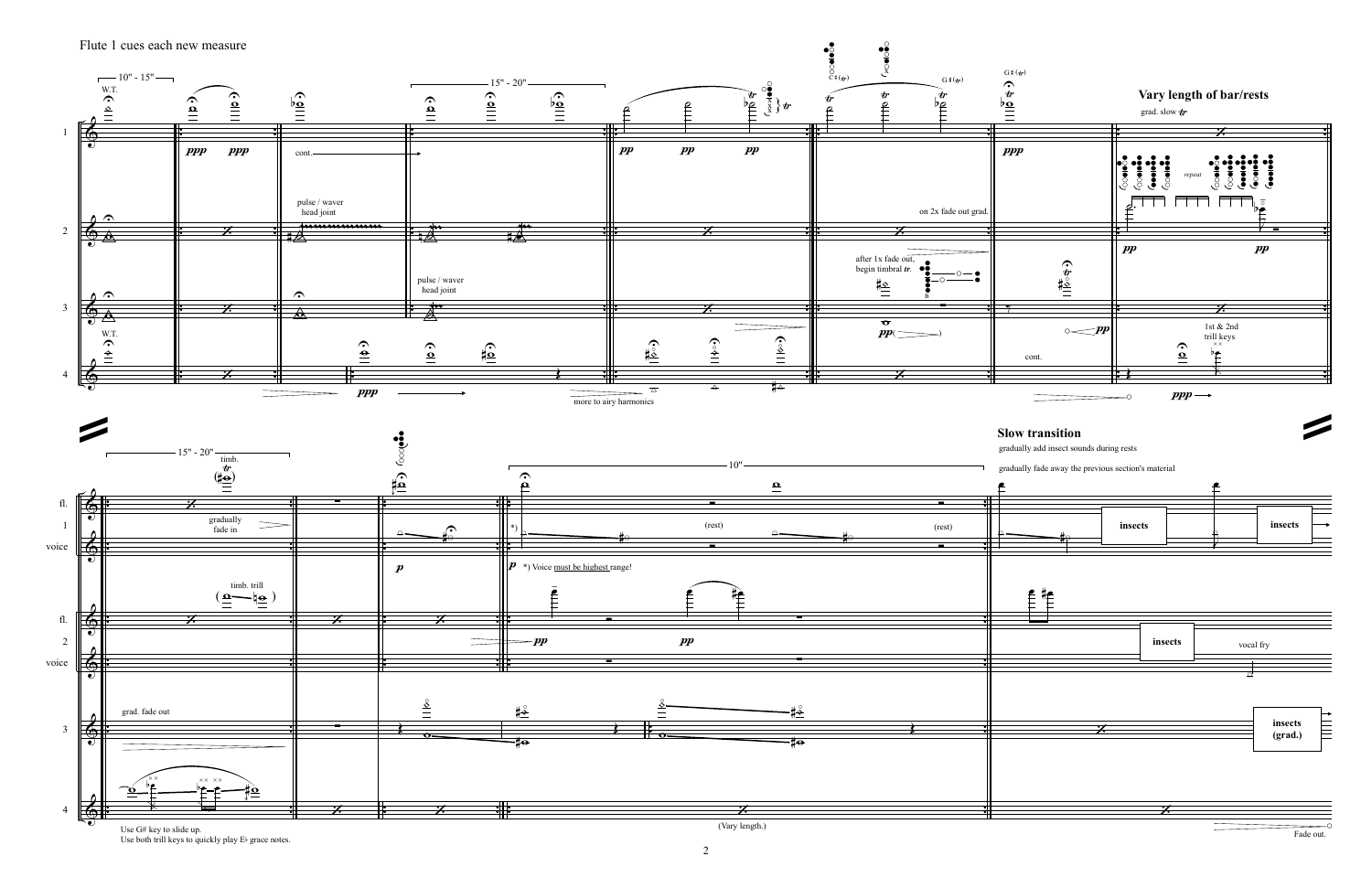Flute 1 cues each new measure

10" - 15"

W.T.

*ppp* *ppp*

cont.

pulse / waver head joint

15" - 20"

pulse / waver head joint

W.T.

*ppp*

more to airy harmonics

*pp* *pp* *pp*

C♯ (*tr*)

G♯ (*tr*)

G♯ (*tr*)

on 2x fade out grad.

after 1x fade out, begin timbral *tr.*

B

*pp*

*ppp*

cont.

*pp*

## Vary length of bar/rests

grad. slow *tr*

repeat

*pp* *pp*

1st & 2nd trill keys

*ppp*

15" - 20"

timb.

gradually fade in

timb. trill

grad. fade out

*p*

10"

*) (rest) (rest)

*p* *) Voice must be highest range!

*pp* *pp*

(Vary length.)

Use G# key to slide up.

Use both trill keys to quickly play E♭ grace notes.

### Slow transition

gradually add insect sounds during rests

gradually fade away the previous section's material

**insects**

**insects**

**insects**

vocal fry

**insects (grad.)**

Fade out.

fl.

1

voice

fl.

2

voice

3

4